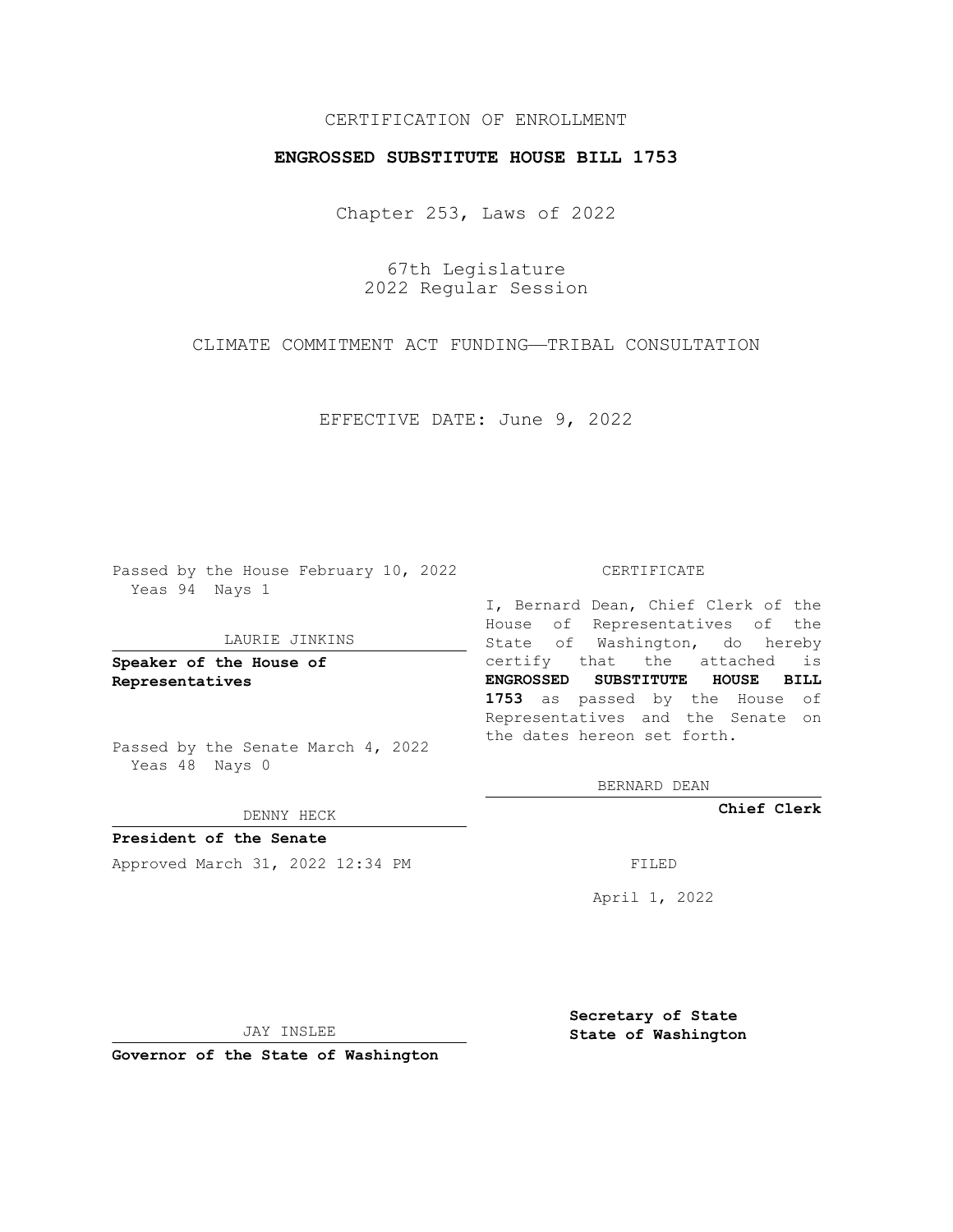CERTIFICATION OF ENROLLMENT

**ENGROSSED SUBSTITUTE HOUSE BILL 1753**

Chapter 253, Laws of 2022

67th Legislature
2022 Regular Session

CLIMATE COMMITMENT ACT FUNDING——TRIBAL CONSULTATION

EFFECTIVE DATE: June 9, 2022

Passed by the House February 10, 2022
Yeas 94 Nays 1

LAURIE JINKINS

**Speaker of the House of Representatives**

Passed by the Senate March 4, 2022
Yeas 48 Nays 0

DENNY HECK

**President of the Senate**

Approved March 31, 2022 12:34 PM

JAY INSLEE

**Governor of the State of Washington**

CERTIFICATE

I, Bernard Dean, Chief Clerk of the House of Representatives of the State of Washington, do hereby certify that the attached is **ENGROSSED SUBSTITUTE HOUSE BILL 1753** as passed by the House of Representatives and the Senate on the dates hereon set forth.

BERNARD DEAN

**Chief Clerk**

FILED

April 1, 2022

**Secretary of State**
**State of Washington**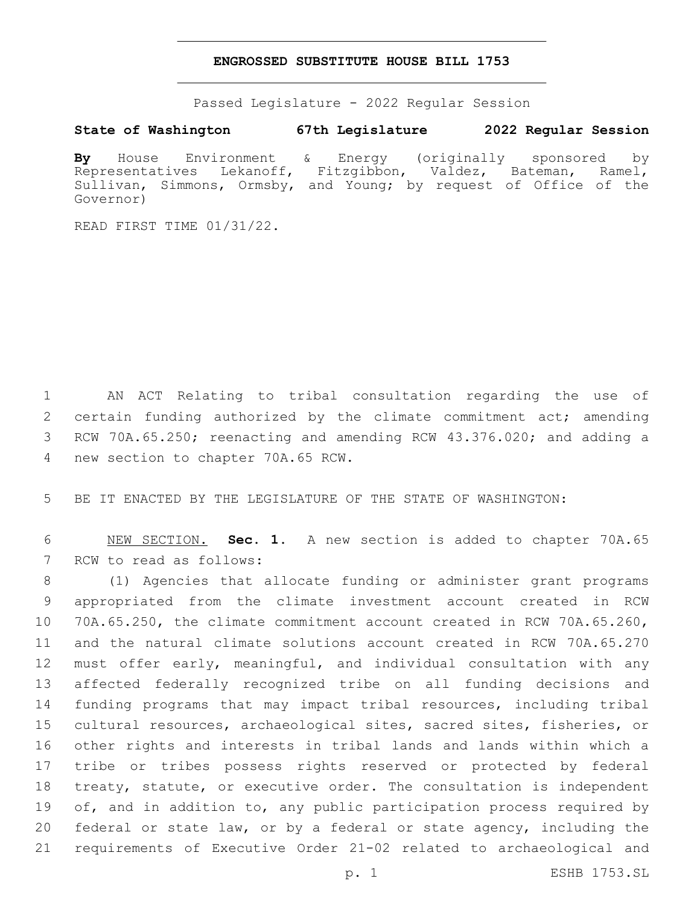**ENGROSSED SUBSTITUTE HOUSE BILL 1753**

Passed Legislature - 2022 Regular Session

**State of Washington 67th Legislature 2022 Regular Session**

**By** House Environment & Energy (originally sponsored by Representatives Lekanoff, Fitzgibbon, Valdez, Bateman, Ramel, Sullivan, Simmons, Ormsby, and Young; by request of Office of the Governor)

READ FIRST TIME 01/31/22.

AN ACT Relating to tribal consultation regarding the use of certain funding authorized by the climate commitment act; amending RCW 70A.65.250; reenacting and amending RCW 43.376.020; and adding a new section to chapter 70A.65 RCW.

BE IT ENACTED BY THE LEGISLATURE OF THE STATE OF WASHINGTON:

NEW SECTION. **Sec. 1.** A new section is added to chapter 70A.65 RCW to read as follows:

(1) Agencies that allocate funding or administer grant programs appropriated from the climate investment account created in RCW 70A.65.250, the climate commitment account created in RCW 70A.65.260, and the natural climate solutions account created in RCW 70A.65.270 must offer early, meaningful, and individual consultation with any affected federally recognized tribe on all funding decisions and funding programs that may impact tribal resources, including tribal cultural resources, archaeological sites, sacred sites, fisheries, or other rights and interests in tribal lands and lands within which a tribe or tribes possess rights reserved or protected by federal treaty, statute, or executive order. The consultation is independent of, and in addition to, any public participation process required by federal or state law, or by a federal or state agency, including the requirements of Executive Order 21-02 related to archaeological and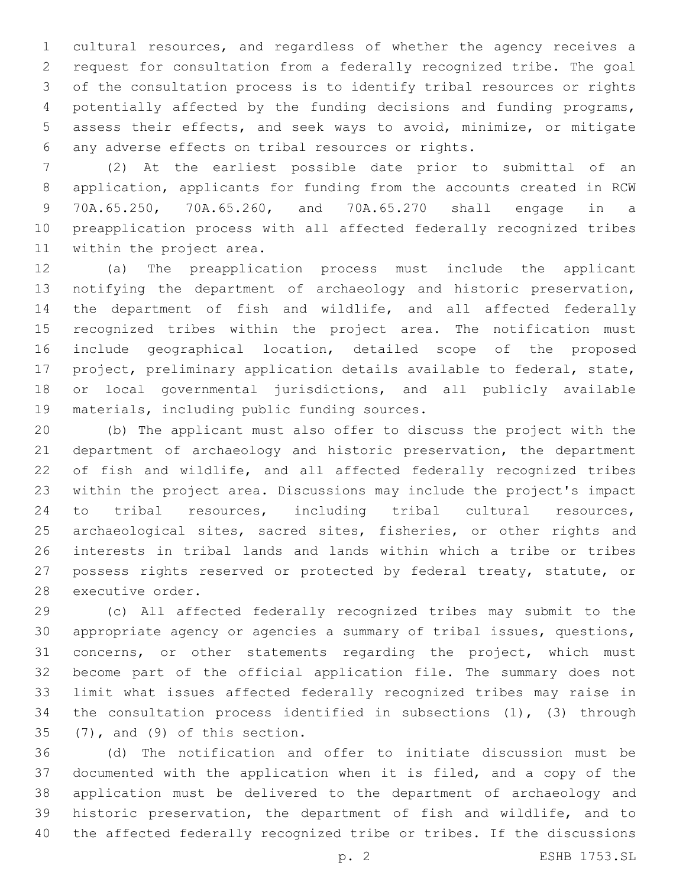cultural resources, and regardless of whether the agency receives a request for consultation from a federally recognized tribe. The goal of the consultation process is to identify tribal resources or rights potentially affected by the funding decisions and funding programs, assess their effects, and seek ways to avoid, minimize, or mitigate any adverse effects on tribal resources or rights.

(2) At the earliest possible date prior to submittal of an application, applicants for funding from the accounts created in RCW 70A.65.250, 70A.65.260, and 70A.65.270 shall engage in a preapplication process with all affected federally recognized tribes within the project area.

(a) The preapplication process must include the applicant notifying the department of archaeology and historic preservation, the department of fish and wildlife, and all affected federally recognized tribes within the project area. The notification must include geographical location, detailed scope of the proposed project, preliminary application details available to federal, state, or local governmental jurisdictions, and all publicly available materials, including public funding sources.

(b) The applicant must also offer to discuss the project with the department of archaeology and historic preservation, the department of fish and wildlife, and all affected federally recognized tribes within the project area. Discussions may include the project's impact to tribal resources, including tribal cultural resources, archaeological sites, sacred sites, fisheries, or other rights and interests in tribal lands and lands within which a tribe or tribes possess rights reserved or protected by federal treaty, statute, or executive order.

(c) All affected federally recognized tribes may submit to the appropriate agency or agencies a summary of tribal issues, questions, concerns, or other statements regarding the project, which must become part of the official application file. The summary does not limit what issues affected federally recognized tribes may raise in the consultation process identified in subsections (1), (3) through (7), and (9) of this section.

(d) The notification and offer to initiate discussion must be documented with the application when it is filed, and a copy of the application must be delivered to the department of archaeology and historic preservation, the department of fish and wildlife, and to the affected federally recognized tribe or tribes. If the discussions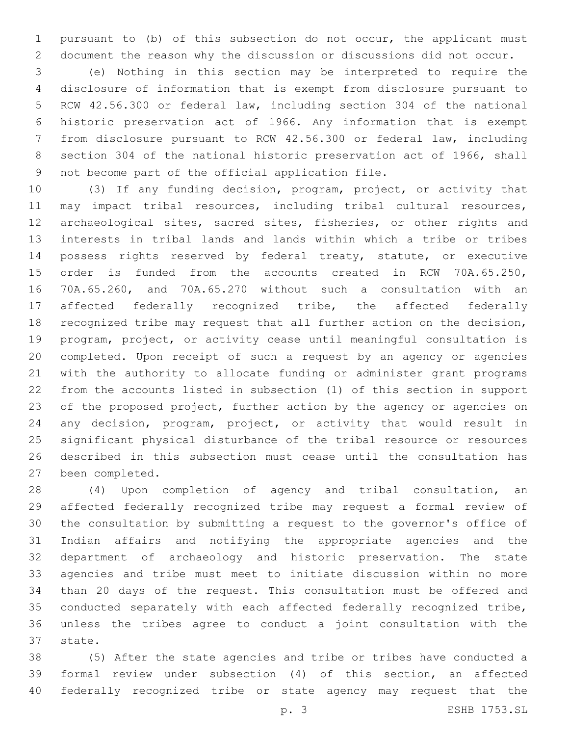pursuant to (b) of this subsection do not occur, the applicant must document the reason why the discussion or discussions did not occur.

(e) Nothing in this section may be interpreted to require the disclosure of information that is exempt from disclosure pursuant to RCW 42.56.300 or federal law, including section 304 of the national historic preservation act of 1966. Any information that is exempt from disclosure pursuant to RCW 42.56.300 or federal law, including section 304 of the national historic preservation act of 1966, shall not become part of the official application file.

(3) If any funding decision, program, project, or activity that may impact tribal resources, including tribal cultural resources, archaeological sites, sacred sites, fisheries, or other rights and interests in tribal lands and lands within which a tribe or tribes possess rights reserved by federal treaty, statute, or executive order is funded from the accounts created in RCW 70A.65.250, 70A.65.260, and 70A.65.270 without such a consultation with an affected federally recognized tribe, the affected federally recognized tribe may request that all further action on the decision, program, project, or activity cease until meaningful consultation is completed. Upon receipt of such a request by an agency or agencies with the authority to allocate funding or administer grant programs from the accounts listed in subsection (1) of this section in support of the proposed project, further action by the agency or agencies on any decision, program, project, or activity that would result in significant physical disturbance of the tribal resource or resources described in this subsection must cease until the consultation has been completed.

(4) Upon completion of agency and tribal consultation, an affected federally recognized tribe may request a formal review of the consultation by submitting a request to the governor's office of Indian affairs and notifying the appropriate agencies and the department of archaeology and historic preservation. The state agencies and tribe must meet to initiate discussion within no more than 20 days of the request. This consultation must be offered and conducted separately with each affected federally recognized tribe, unless the tribes agree to conduct a joint consultation with the state.

(5) After the state agencies and tribe or tribes have conducted a formal review under subsection (4) of this section, an affected federally recognized tribe or state agency may request that the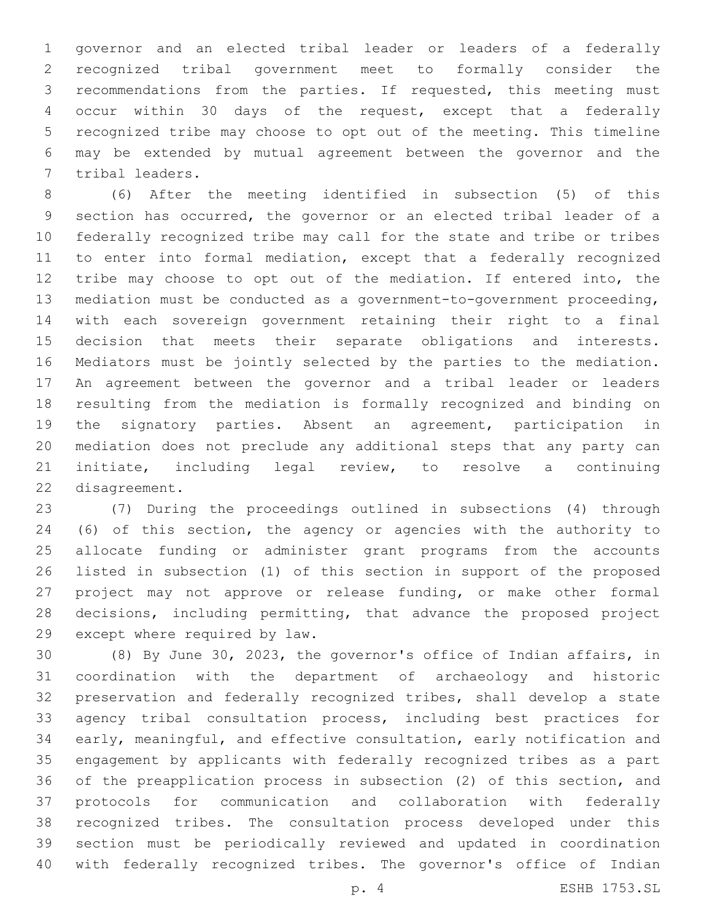governor and an elected tribal leader or leaders of a federally recognized tribal government meet to formally consider the recommendations from the parties. If requested, this meeting must occur within 30 days of the request, except that a federally recognized tribe may choose to opt out of the meeting. This timeline may be extended by mutual agreement between the governor and the tribal leaders.

(6) After the meeting identified in subsection (5) of this section has occurred, the governor or an elected tribal leader of a federally recognized tribe may call for the state and tribe or tribes to enter into formal mediation, except that a federally recognized tribe may choose to opt out of the mediation. If entered into, the mediation must be conducted as a government-to-government proceeding, with each sovereign government retaining their right to a final decision that meets their separate obligations and interests. Mediators must be jointly selected by the parties to the mediation. An agreement between the governor and a tribal leader or leaders resulting from the mediation is formally recognized and binding on the signatory parties. Absent an agreement, participation in mediation does not preclude any additional steps that any party can initiate, including legal review, to resolve a continuing disagreement.

(7) During the proceedings outlined in subsections (4) through (6) of this section, the agency or agencies with the authority to allocate funding or administer grant programs from the accounts listed in subsection (1) of this section in support of the proposed project may not approve or release funding, or make other formal decisions, including permitting, that advance the proposed project except where required by law.

(8) By June 30, 2023, the governor's office of Indian affairs, in coordination with the department of archaeology and historic preservation and federally recognized tribes, shall develop a state agency tribal consultation process, including best practices for early, meaningful, and effective consultation, early notification and engagement by applicants with federally recognized tribes as a part of the preapplication process in subsection (2) of this section, and protocols for communication and collaboration with federally recognized tribes. The consultation process developed under this section must be periodically reviewed and updated in coordination with federally recognized tribes. The governor's office of Indian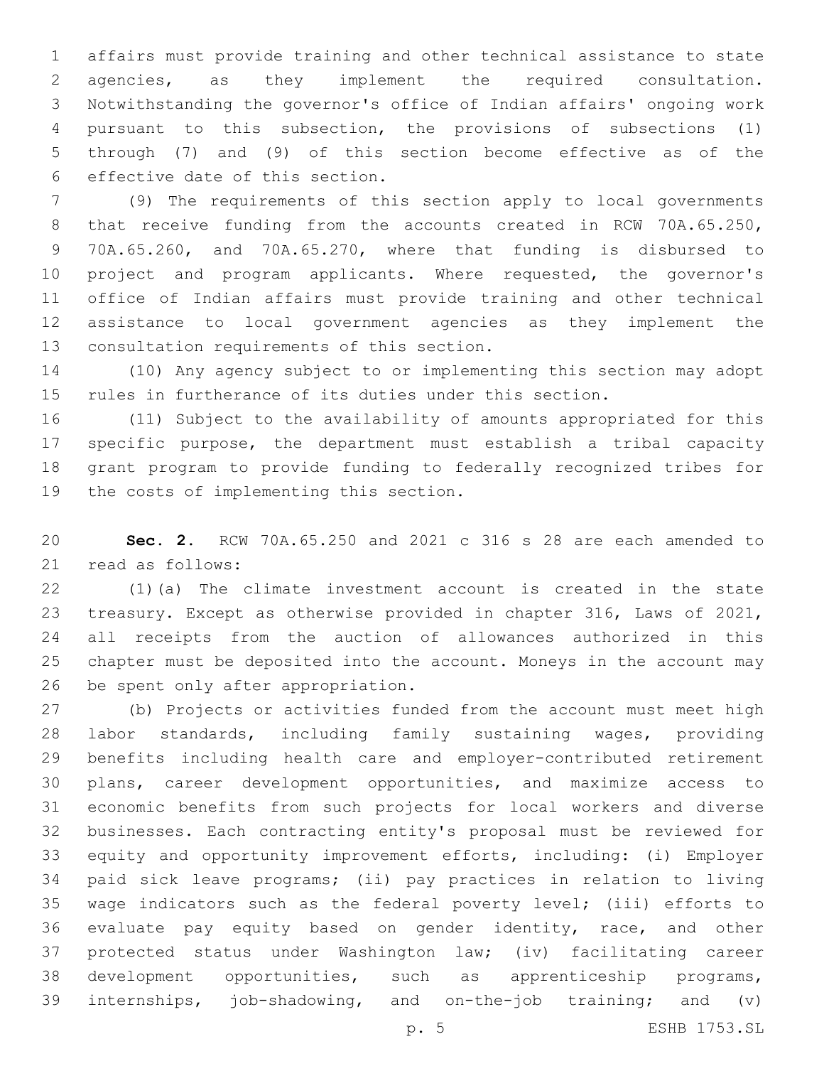affairs must provide training and other technical assistance to state agencies, as they implement the required consultation. Notwithstanding the governor's office of Indian affairs' ongoing work pursuant to this subsection, the provisions of subsections (1) through (7) and (9) of this section become effective as of the effective date of this section.

(9) The requirements of this section apply to local governments that receive funding from the accounts created in RCW 70A.65.250, 70A.65.260, and 70A.65.270, where that funding is disbursed to project and program applicants. Where requested, the governor's office of Indian affairs must provide training and other technical assistance to local government agencies as they implement the consultation requirements of this section.

(10) Any agency subject to or implementing this section may adopt rules in furtherance of its duties under this section.

(11) Subject to the availability of amounts appropriated for this specific purpose, the department must establish a tribal capacity grant program to provide funding to federally recognized tribes for the costs of implementing this section.

**Sec. 2.** RCW 70A.65.250 and 2021 c 316 s 28 are each amended to read as follows:

(1)(a) The climate investment account is created in the state treasury. Except as otherwise provided in chapter 316, Laws of 2021, all receipts from the auction of allowances authorized in this chapter must be deposited into the account. Moneys in the account may be spent only after appropriation.

(b) Projects or activities funded from the account must meet high labor standards, including family sustaining wages, providing benefits including health care and employer-contributed retirement plans, career development opportunities, and maximize access to economic benefits from such projects for local workers and diverse businesses. Each contracting entity's proposal must be reviewed for equity and opportunity improvement efforts, including: (i) Employer paid sick leave programs; (ii) pay practices in relation to living wage indicators such as the federal poverty level; (iii) efforts to evaluate pay equity based on gender identity, race, and other protected status under Washington law; (iv) facilitating career development opportunities, such as apprenticeship programs, internships, job-shadowing, and on-the-job training; and (v)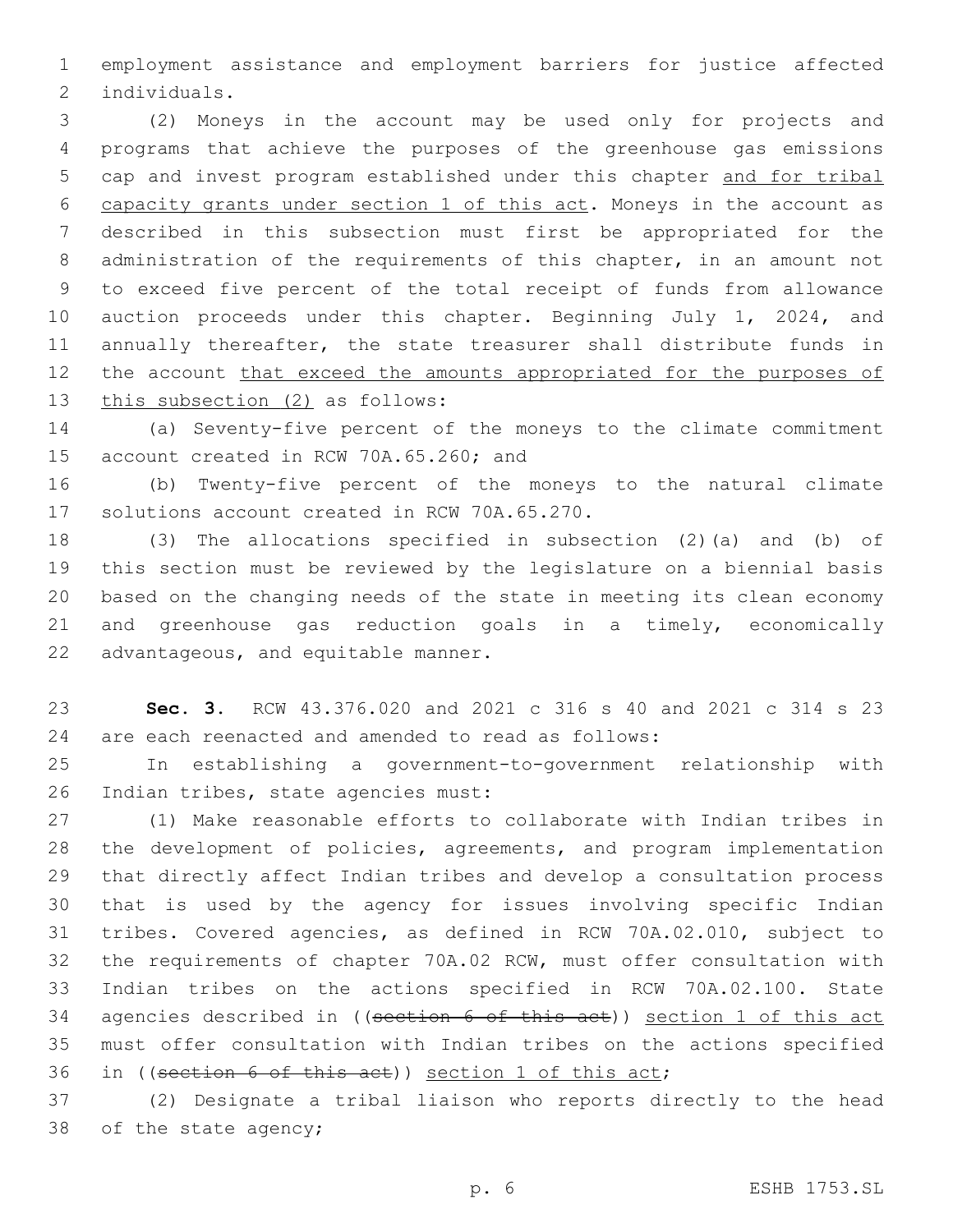employment assistance and employment barriers for justice affected individuals.

(2) Moneys in the account may be used only for projects and programs that achieve the purposes of the greenhouse gas emissions cap and invest program established under this chapter and for tribal capacity grants under section 1 of this act. Moneys in the account as described in this subsection must first be appropriated for the administration of the requirements of this chapter, in an amount not to exceed five percent of the total receipt of funds from allowance auction proceeds under this chapter. Beginning July 1, 2024, and annually thereafter, the state treasurer shall distribute funds in the account that exceed the amounts appropriated for the purposes of this subsection (2) as follows:

(a) Seventy-five percent of the moneys to the climate commitment account created in RCW 70A.65.260; and

(b) Twenty-five percent of the moneys to the natural climate solutions account created in RCW 70A.65.270.

(3) The allocations specified in subsection (2)(a) and (b) of this section must be reviewed by the legislature on a biennial basis based on the changing needs of the state in meeting its clean economy and greenhouse gas reduction goals in a timely, economically advantageous, and equitable manner.

**Sec. 3.** RCW 43.376.020 and 2021 c 316 s 40 and 2021 c 314 s 23 are each reenacted and amended to read as follows:

In establishing a government-to-government relationship with Indian tribes, state agencies must:

(1) Make reasonable efforts to collaborate with Indian tribes in the development of policies, agreements, and program implementation that directly affect Indian tribes and develop a consultation process that is used by the agency for issues involving specific Indian tribes. Covered agencies, as defined in RCW 70A.02.010, subject to the requirements of chapter 70A.02 RCW, must offer consultation with Indian tribes on the actions specified in RCW 70A.02.100. State agencies described in ((~~section 6 of this act~~)) section 1 of this act must offer consultation with Indian tribes on the actions specified in ((~~section 6 of this act~~)) section 1 of this act;

(2) Designate a tribal liaison who reports directly to the head of the state agency;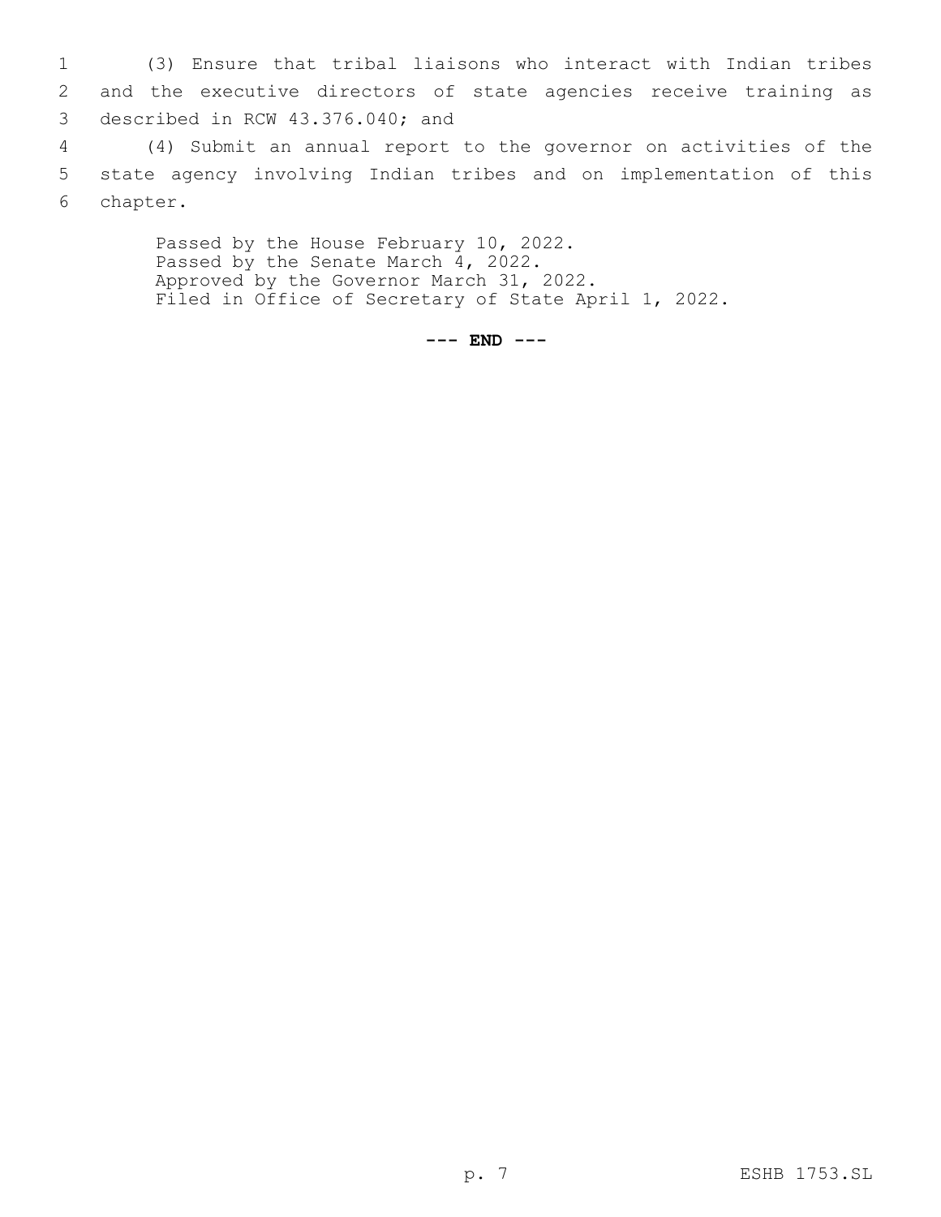(3) Ensure that tribal liaisons who interact with Indian tribes and the executive directors of state agencies receive training as described in RCW 43.376.040; and

(4) Submit an annual report to the governor on activities of the state agency involving Indian tribes and on implementation of this chapter.

Passed by the House February 10, 2022.
Passed by the Senate March 4, 2022.
Approved by the Governor March 31, 2022.
Filed in Office of Secretary of State April 1, 2022.

**--- END ---**